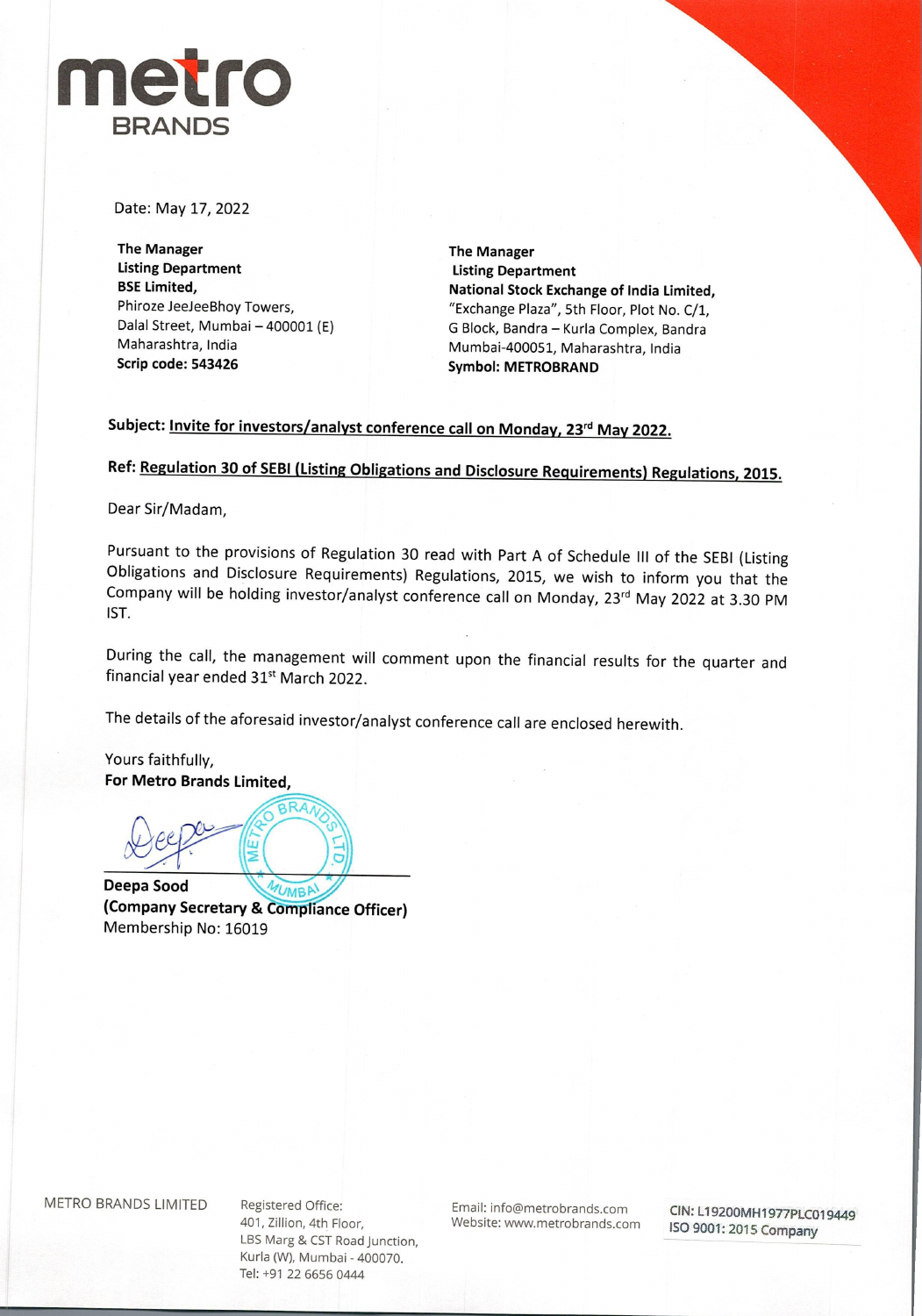Date: May 17, 2022

**The Manager**
**Listing Department**
**BSE Limited,**
Phiroze JeeJeeBhoy Towers,
Dalal Street, Mumbai – 400001 (E)
Maharashtra, India
**Scrip code: 543426**

**The Manager**
**Listing Department**
**National Stock Exchange of India Limited,**
"Exchange Plaza", 5th Floor, Plot No. C/1,
G Block, Bandra – Kurla Complex, Bandra
Mumbai-400051, Maharashtra, India
**Symbol: METROBRAND**

**Subject: Invite for investors/analyst conference call on Monday, 23rd May 2022.**

**Ref: Regulation 30 of SEBI (Listing Obligations and Disclosure Requirements) Regulations, 2015.**

Dear Sir/Madam,

Pursuant to the provisions of Regulation 30 read with Part A of Schedule III of the SEBI (Listing Obligations and Disclosure Requirements) Regulations, 2015, we wish to inform you that the Company will be holding investor/analyst conference call on Monday, 23rd May 2022 at 3.30 PM IST.

During the call, the management will comment upon the financial results for the quarter and financial year ended 31st March 2022.

The details of the aforesaid investor/analyst conference call are enclosed herewith.

Yours faithfully,
**For Metro Brands Limited,**

**Deepa Sood**
**(Company Secretary & Compliance Officer)**
Membership No: 16019

METRO BRANDS LIMITED

Registered Office:
401, Zillion, 4th Floor,
LBS Marg & CST Road Junction,
Kurla (W), Mumbai - 400070.
Tel: +91 22 6656 0444

Email: info@metrobrands.com
Website: www.metrobrands.com

CIN: L19200MH1977PLC019449
ISO 9001: 2015 Company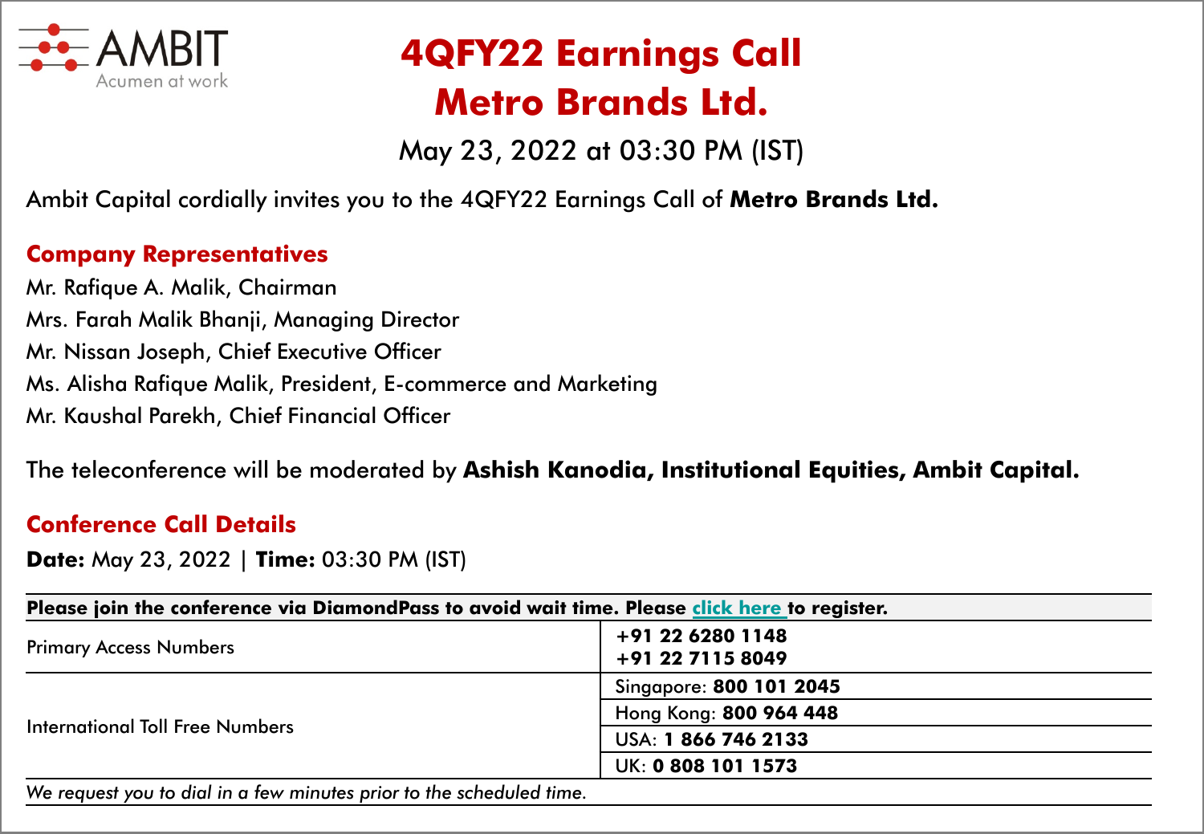AMBIT
Acumen at work

# 4QFY22 Earnings Call
# Metro Brands Ltd.

May 23, 2022 at 03:30 PM (IST)

Ambit Capital cordially invites you to the 4QFY22 Earnings Call of **Metro Brands Ltd.**

## Company Representatives

Mr. Rafique A. Malik, Chairman
Mrs. Farah Malik Bhanji, Managing Director
Mr. Nissan Joseph, Chief Executive Officer
Ms. Alisha Rafique Malik, President, E-commerce and Marketing
Mr. Kaushal Parekh, Chief Financial Officer

The teleconference will be moderated by **Ashish Kanodia, Institutional Equities, Ambit Capital.**

## Conference Call Details

**Date:** May 23, 2022 | **Time:** 03:30 PM (IST)

**Please join the conference via DiamondPass to avoid wait time. Please click here to register.**

| | |
|---|---|
| Primary Access Numbers | **+91 22 6280 1148**<br>**+91 22 7115 8049** |
| International Toll Free Numbers | Singapore: **800 101 2045** |
| | Hong Kong: **800 964 448** |
| | USA: **1 866 746 2133** |
| | UK: **0 808 101 1573** |

*We request you to dial in a few minutes prior to the scheduled time.*